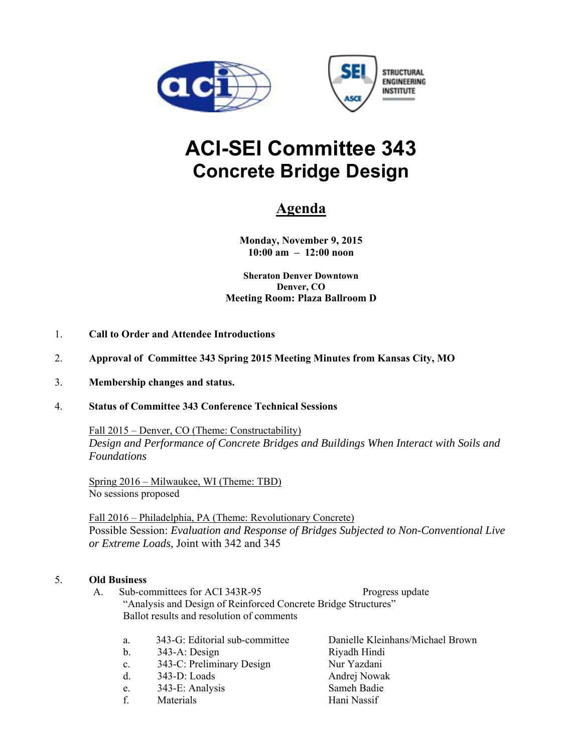# ACI-SEI Committee 343
## Concrete Bridge Design

## Agenda

**Monday, November 9, 2015**
**10:00 am – 12:00 noon**

**Sheraton Denver Downtown**
**Denver, CO**
**Meeting Room: Plaza Ballroom D**

1. **Call to Order and Attendee Introductions**

2. **Approval of Committee 343 Spring 2015 Meeting Minutes from Kansas City, MO**

3. **Membership changes and status.**

4. **Status of Committee 343 Conference Technical Sessions**

   Fall 2015 – Denver, CO (Theme: Constructability)
   *Design and Performance of Concrete Bridges and Buildings When Interact with Soils and Foundations*

   Spring 2016 – Milwaukee, WI (Theme: TBD)
   No sessions proposed

   Fall 2016 – Philadelphia, PA (Theme: Revolutionary Concrete)
   Possible Session: *Evaluation and Response of Bridges Subjected to Non-Conventional Live or Extreme Loads,* Joint with 342 and 345

5. **Old Business**

   A. Sub-committees for ACI 343R-95 — Progress update
   "Analysis and Design of Reinforced Concrete Bridge Structures"
   Ballot results and resolution of comments

   | | | |
   |---|---|---|
   | a. | 343-G: Editorial sub-committee | Danielle Kleinhans/Michael Brown |
   | b. | 343-A: Design | Riyadh Hindi |
   | c. | 343-C: Preliminary Design | Nur Yazdani |
   | d. | 343-D: Loads | Andrej Nowak |
   | e. | 343-E: Analysis | Sameh Badie |
   | f. | Materials | Hani Nassif |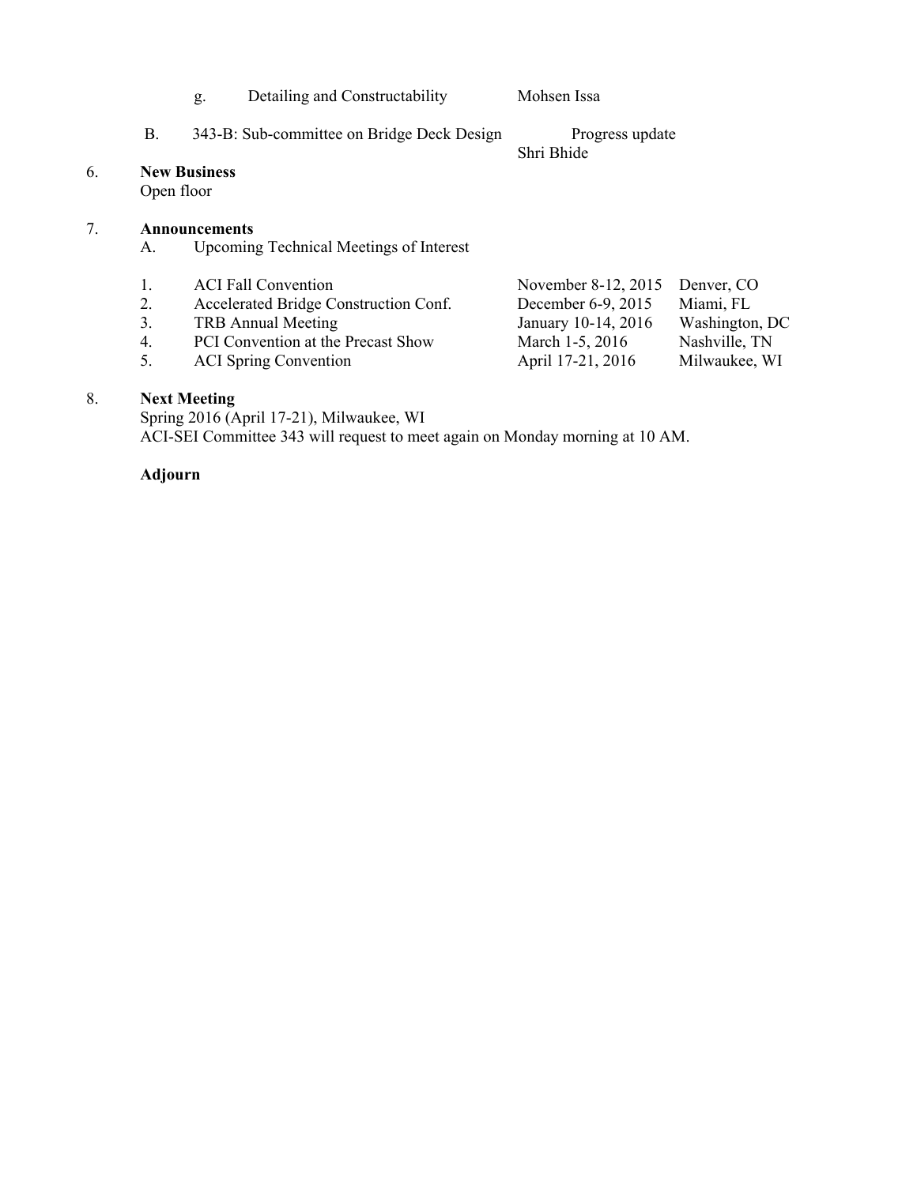g. Detailing and Constructability — Mohsen Issa

B. 343-B: Sub-committee on Bridge Deck Design — Progress update, Shri Bhide

6. **New Business**
   Open floor

7. **Announcements**
   A. Upcoming Technical Meetings of Interest

| | | | |
|---|---|---|---|
| 1. | ACI Fall Convention | November 8-12, 2015 | Denver, CO |
| 2. | Accelerated Bridge Construction Conf. | December 6-9, 2015 | Miami, FL |
| 3. | TRB Annual Meeting | January 10-14, 2016 | Washington, DC |
| 4. | PCI Convention at the Precast Show | March 1-5, 2016 | Nashville, TN |
| 5. | ACI Spring Convention | April 17-21, 2016 | Milwaukee, WI |

8. **Next Meeting**
   Spring 2016 (April 17-21), Milwaukee, WI
   ACI-SEI Committee 343 will request to meet again on Monday morning at 10 AM.

**Adjourn**